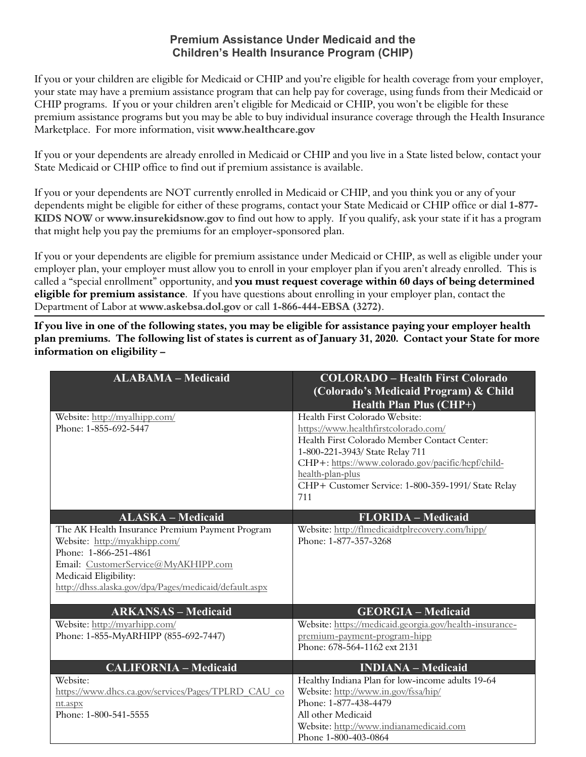## Premium Assistance Under Medicaid and the Children's Health Insurance Program (CHIP)

If you or your children are eligible for Medicaid or CHIP and you're eligible for health coverage from your employer, your state may have a premium assistance program that can help pay for coverage, using funds from their Medicaid or CHIP programs. If you or your children aren't eligible for Medicaid or CHIP, you won't be eligible for these premium assistance programs but you may be able to buy individual insurance coverage through the Health Insurance Marketplace. For more information, visit **www.healthcare.gov**

If you or your dependents are already enrolled in Medicaid or CHIP and you live in a State listed below, contact your State Medicaid or CHIP office to find out if premium assistance is available.

If you or your dependents are NOT currently enrolled in Medicaid or CHIP, and you think you or any of your dependents might be eligible for either of these programs, contact your State Medicaid or CHIP office or dial **1-877-KIDS NOW** or **www.insurekidsnow.gov** to find out how to apply. If you qualify, ask your state if it has a program that might help you pay the premiums for an employer-sponsored plan.

If you or your dependents are eligible for premium assistance under Medicaid or CHIP, as well as eligible under your employer plan, your employer must allow you to enroll in your employer plan if you aren't already enrolled. This is called a "special enrollment" opportunity, and **you must request coverage within 60 days of being determined eligible for premium assistance**. If you have questions about enrolling in your employer plan, contact the Department of Labor at **www.askebsa.dol.gov** or call **1-866-444-EBSA (3272)**.

**If you live in one of the following states, you may be eligible for assistance paying your employer health plan premiums. The following list of states is current as of January 31, 2020. Contact your State for more information on eligibility –**

| ALABAMA – Medicaid | COLORADO – Health First Colorado (Colorado's Medicaid Program) & Child Health Plan Plus (CHP+) |
|---|---|
| Website: http://myalhipp.com/<br>Phone: 1-855-692-5447 | Health First Colorado Website: https://www.healthfirstcolorado.com/<br>Health First Colorado Member Contact Center: 1-800-221-3943/ State Relay 711<br>CHP+: https://www.colorado.gov/pacific/hcpf/child-health-plan-plus<br>CHP+ Customer Service: 1-800-359-1991/ State Relay 711 |
| **ALASKA – Medicaid** | **FLORIDA – Medicaid** |
| The AK Health Insurance Premium Payment Program<br>Website: http://myakhipp.com/<br>Phone: 1-866-251-4861<br>Email: CustomerService@MyAKHIPP.com<br>Medicaid Eligibility: http://dhss.alaska.gov/dpa/Pages/medicaid/default.aspx | Website: http://flmedicaidtplrecovery.com/hipp/<br>Phone: 1-877-357-3268 |
| **ARKANSAS – Medicaid** | **GEORGIA – Medicaid** |
| Website: http://myarhipp.com/<br>Phone: 1-855-MyARHIPP (855-692-7447) | Website: https://medicaid.georgia.gov/health-insurance-premium-payment-program-hipp<br>Phone: 678-564-1162 ext 2131 |
| **CALIFORNIA – Medicaid** | **INDIANA – Medicaid** |
| Website: https://www.dhcs.ca.gov/services/Pages/TPLRD_CAU_cont.aspx<br>Phone: 1-800-541-5555 | Healthy Indiana Plan for low-income adults 19-64<br>Website: http://www.in.gov/fssa/hip/<br>Phone: 1-877-438-4479<br>All other Medicaid<br>Website: http://www.indianamedicaid.com<br>Phone 1-800-403-0864 |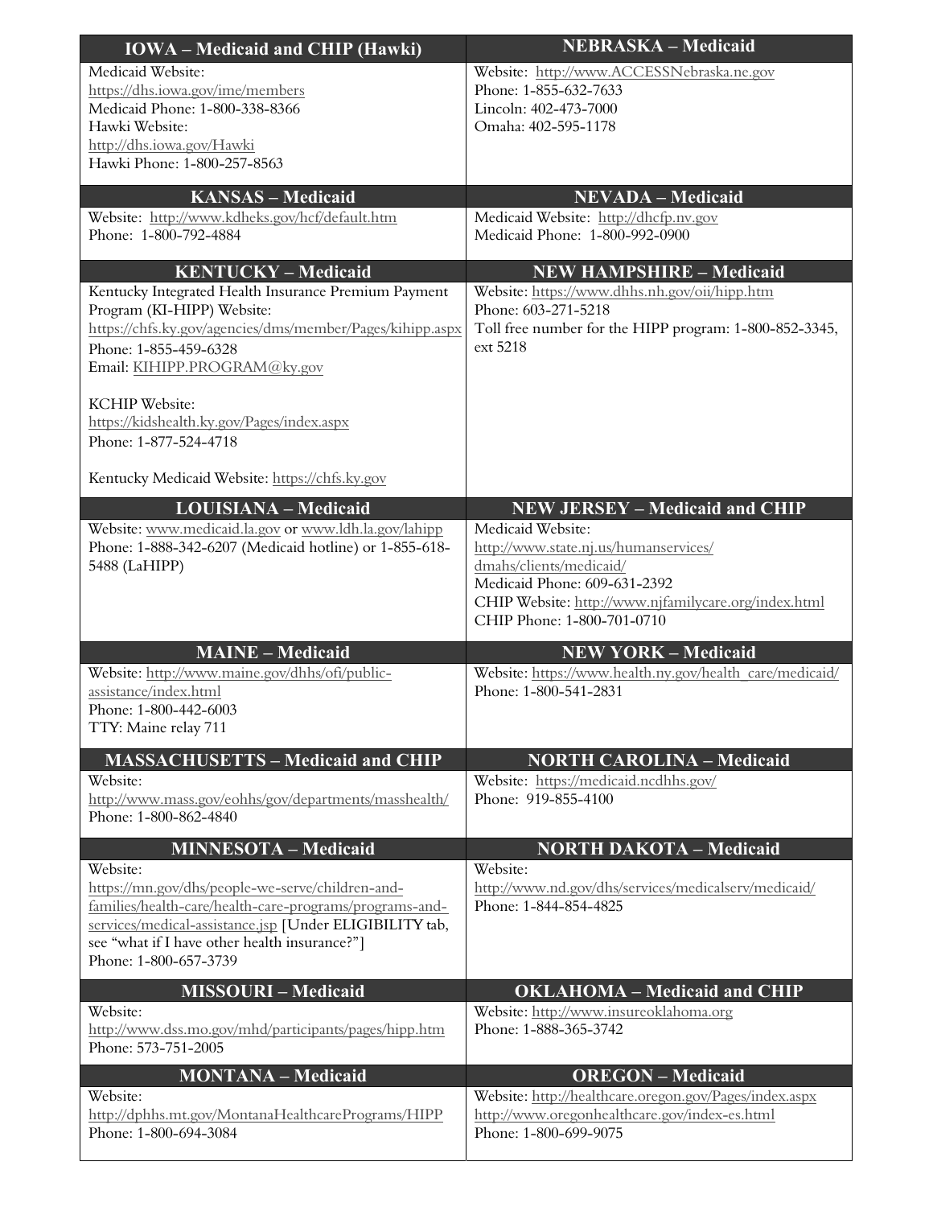| IOWA – Medicaid and CHIP (Hawki) | NEBRASKA – Medicaid |
|---|---|
| Medicaid Website: https://dhs.iowa.gov/ime/members<br>Medicaid Phone: 1-800-338-8366<br>Hawki Website: http://dhs.iowa.gov/Hawki<br>Hawki Phone: 1-800-257-8563 | Website: http://www.ACCESSNebraska.ne.gov<br>Phone: 1-855-632-7633<br>Lincoln: 402-473-7000<br>Omaha: 402-595-1178 |
| **KANSAS – Medicaid** | **NEVADA – Medicaid** |
| Website: http://www.kdheks.gov/hcf/default.htm<br>Phone: 1-800-792-4884 | Medicaid Website: http://dhcfp.nv.gov<br>Medicaid Phone: 1-800-992-0900 |
| **KENTUCKY – Medicaid** | **NEW HAMPSHIRE – Medicaid** |
| Kentucky Integrated Health Insurance Premium Payment Program (KI-HIPP) Website: https://chfs.ky.gov/agencies/dms/member/Pages/kihipp.aspx<br>Phone: 1-855-459-6328<br>Email: KIHIPP.PROGRAM@ky.gov<br><br>KCHIP Website: https://kidshealth.ky.gov/Pages/index.aspx<br>Phone: 1-877-524-4718<br><br>Kentucky Medicaid Website: https://chfs.ky.gov | Website: https://www.dhhs.nh.gov/oii/hipp.htm<br>Phone: 603-271-5218<br>Toll free number for the HIPP program: 1-800-852-3345, ext 5218 |
| **LOUISIANA – Medicaid** | **NEW JERSEY – Medicaid and CHIP** |
| Website: www.medicaid.la.gov or www.ldh.la.gov/lahipp<br>Phone: 1-888-342-6207 (Medicaid hotline) or 1-855-618-5488 (LaHIPP) | Medicaid Website: http://www.state.nj.us/humanservices/dmahs/clients/medicaid/<br>Medicaid Phone: 609-631-2392<br>CHIP Website: http://www.njfamilycare.org/index.html<br>CHIP Phone: 1-800-701-0710 |
| **MAINE – Medicaid** | **NEW YORK – Medicaid** |
| Website: http://www.maine.gov/dhhs/ofi/public-assistance/index.html<br>Phone: 1-800-442-6003<br>TTY: Maine relay 711 | Website: https://www.health.ny.gov/health_care/medicaid/<br>Phone: 1-800-541-2831 |
| **MASSACHUSETTS – Medicaid and CHIP** | **NORTH CAROLINA – Medicaid** |
| Website: http://www.mass.gov/eohhs/gov/departments/masshealth/<br>Phone: 1-800-862-4840 | Website: https://medicaid.ncdhhs.gov/<br>Phone: 919-855-4100 |
| **MINNESOTA – Medicaid** | **NORTH DAKOTA – Medicaid** |
| Website: https://mn.gov/dhs/people-we-serve/children-and-families/health-care/health-care-programs/programs-and-services/medical-assistance.jsp [Under ELIGIBILITY tab, see "what if I have other health insurance?"]<br>Phone: 1-800-657-3739 | Website: http://www.nd.gov/dhs/services/medicalserv/medicaid/<br>Phone: 1-844-854-4825 |
| **MISSOURI – Medicaid** | **OKLAHOMA – Medicaid and CHIP** |
| Website: http://www.dss.mo.gov/mhd/participants/pages/hipp.htm<br>Phone: 573-751-2005 | Website: http://www.insureoklahoma.org<br>Phone: 1-888-365-3742 |
| **MONTANA – Medicaid** | **OREGON – Medicaid** |
| Website: http://dphhs.mt.gov/MontanaHealthcarePrograms/HIPP<br>Phone: 1-800-694-3084 | Website: http://healthcare.oregon.gov/Pages/index.aspx<br>http://www.oregonhealthcare.gov/index-es.html<br>Phone: 1-800-699-9075 |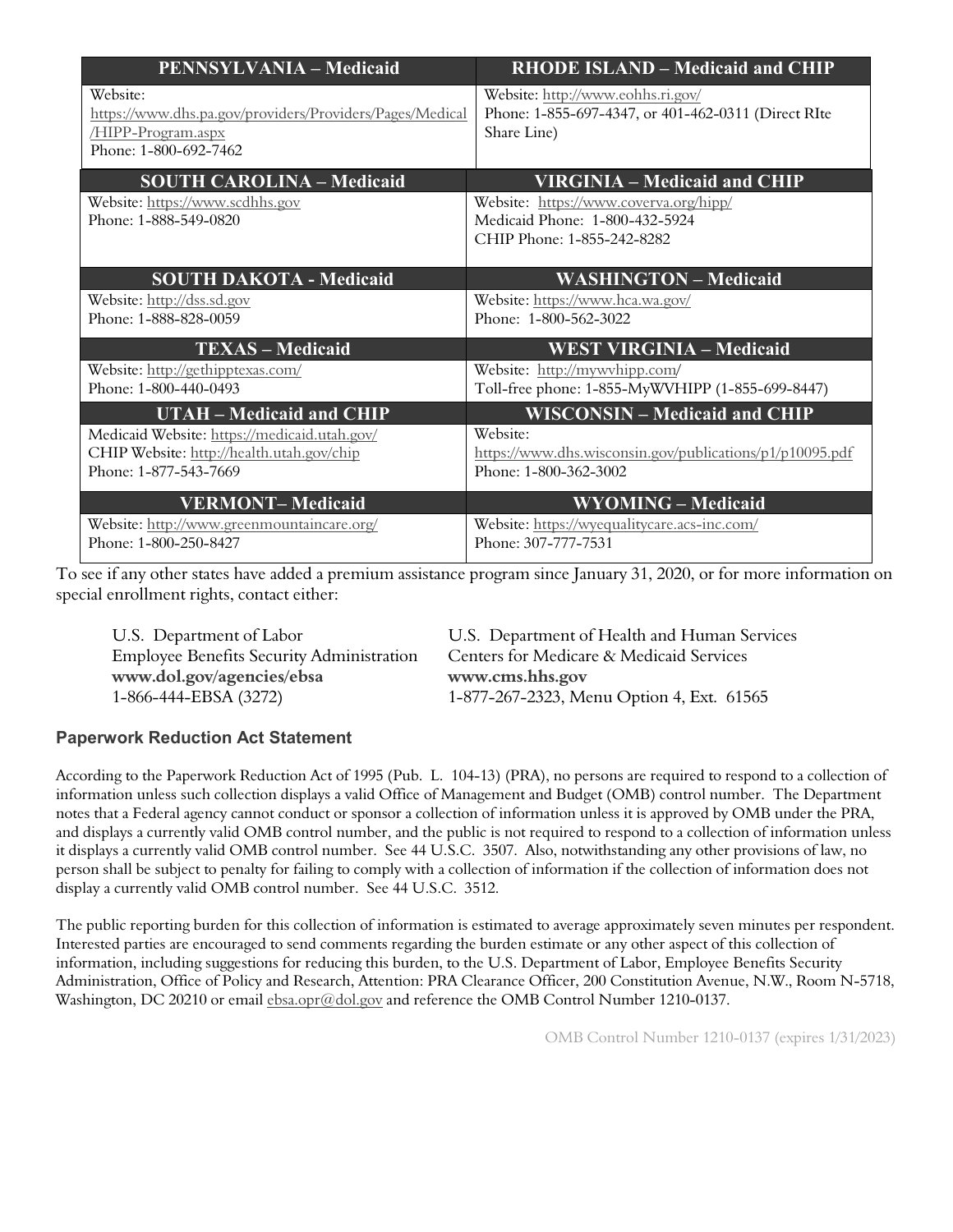| PENNSYLVANIA – Medicaid | RHODE ISLAND – Medicaid and CHIP |
|---|---|
| Website: https://www.dhs.pa.gov/providers/Providers/Pages/Medical/HIPP-Program.aspx<br>Phone: 1-800-692-7462 | Website: http://www.eohhs.ri.gov/<br>Phone: 1-855-697-4347, or 401-462-0311 (Direct RIte Share Line) |
| **SOUTH CAROLINA – Medicaid** | **VIRGINIA – Medicaid and CHIP** |
| Website: https://www.scdhhs.gov<br>Phone: 1-888-549-0820 | Website: https://www.coverva.org/hipp/<br>Medicaid Phone: 1-800-432-5924<br>CHIP Phone: 1-855-242-8282 |
| **SOUTH DAKOTA - Medicaid** | **WASHINGTON – Medicaid** |
| Website: http://dss.sd.gov<br>Phone: 1-888-828-0059 | Website: https://www.hca.wa.gov/<br>Phone: 1-800-562-3022 |
| **TEXAS – Medicaid** | **WEST VIRGINIA – Medicaid** |
| Website: http://gethipptexas.com/<br>Phone: 1-800-440-0493 | Website: http://mywvhipp.com/<br>Toll-free phone: 1-855-MyWVHIPP (1-855-699-8447) |
| **UTAH – Medicaid and CHIP** | **WISCONSIN – Medicaid and CHIP** |
| Medicaid Website: https://medicaid.utah.gov/<br>CHIP Website: http://health.utah.gov/chip<br>Phone: 1-877-543-7669 | Website: https://www.dhs.wisconsin.gov/publications/p1/p10095.pdf<br>Phone: 1-800-362-3002 |
| **VERMONT– Medicaid** | **WYOMING – Medicaid** |
| Website: http://www.greenmountaincare.org/<br>Phone: 1-800-250-8427 | Website: https://wyequalitycare.acs-inc.com/<br>Phone: 307-777-7531 |

To see if any other states have added a premium assistance program since January 31, 2020, or for more information on special enrollment rights, contact either:

U.S. Department of Labor
Employee Benefits Security Administration
**www.dol.gov/agencies/ebsa**
1-866-444-EBSA (3272)

U.S. Department of Health and Human Services
Centers for Medicare & Medicaid Services
**www.cms.hhs.gov**
1-877-267-2323, Menu Option 4, Ext. 61565

### Paperwork Reduction Act Statement

According to the Paperwork Reduction Act of 1995 (Pub. L. 104-13) (PRA), no persons are required to respond to a collection of information unless such collection displays a valid Office of Management and Budget (OMB) control number. The Department notes that a Federal agency cannot conduct or sponsor a collection of information unless it is approved by OMB under the PRA, and displays a currently valid OMB control number, and the public is not required to respond to a collection of information unless it displays a currently valid OMB control number. See 44 U.S.C. 3507. Also, notwithstanding any other provisions of law, no person shall be subject to penalty for failing to comply with a collection of information if the collection of information does not display a currently valid OMB control number. See 44 U.S.C. 3512.

The public reporting burden for this collection of information is estimated to average approximately seven minutes per respondent. Interested parties are encouraged to send comments regarding the burden estimate or any other aspect of this collection of information, including suggestions for reducing this burden, to the U.S. Department of Labor, Employee Benefits Security Administration, Office of Policy and Research, Attention: PRA Clearance Officer, 200 Constitution Avenue, N.W., Room N-5718, Washington, DC 20210 or email ebsa.opr@dol.gov and reference the OMB Control Number 1210-0137.

OMB Control Number 1210-0137 (expires 1/31/2023)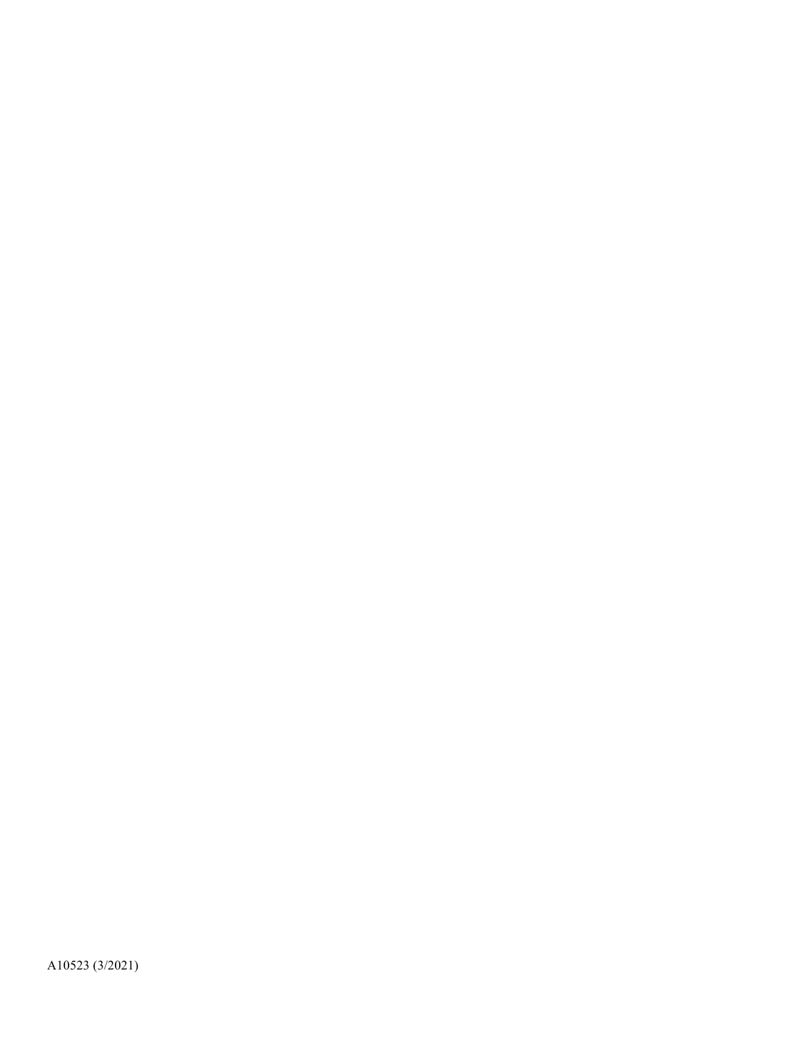A10523 (3/2021)